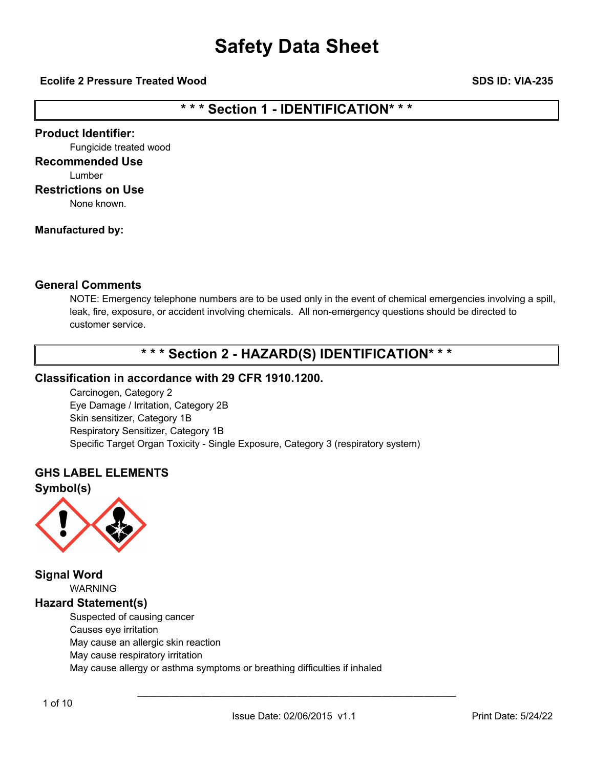# Safety Data Sheet

**Ecolife 2 Pressure Treated Wood** **SDS ID: VIA-235**

## * * * Section 1 - IDENTIFICATION* * *

### Product Identifier:

Fungicide treated wood

### Recommended Use

Lumber

### Restrictions on Use

None known.

### Manufactured by:

### General Comments

NOTE: Emergency telephone numbers are to be used only in the event of chemical emergencies involving a spill, leak, fire, exposure, or accident involving chemicals. All non-emergency questions should be directed to customer service.

## * * * Section 2 - HAZARD(S) IDENTIFICATION* * *

### Classification in accordance with 29 CFR 1910.1200.

Carcinogen, Category 2
Eye Damage / Irritation, Category 2B
Skin sensitizer, Category 1B
Respiratory Sensitizer, Category 1B
Specific Target Organ Toxicity - Single Exposure, Category 3 (respiratory system)

### GHS LABEL ELEMENTS

### Symbol(s)

### Signal Word

WARNING

### Hazard Statement(s)

Suspected of causing cancer
Causes eye irritation
May cause an allergic skin reaction
May cause respiratory irritation
May cause allergy or asthma symptoms or breathing difficulties if inhaled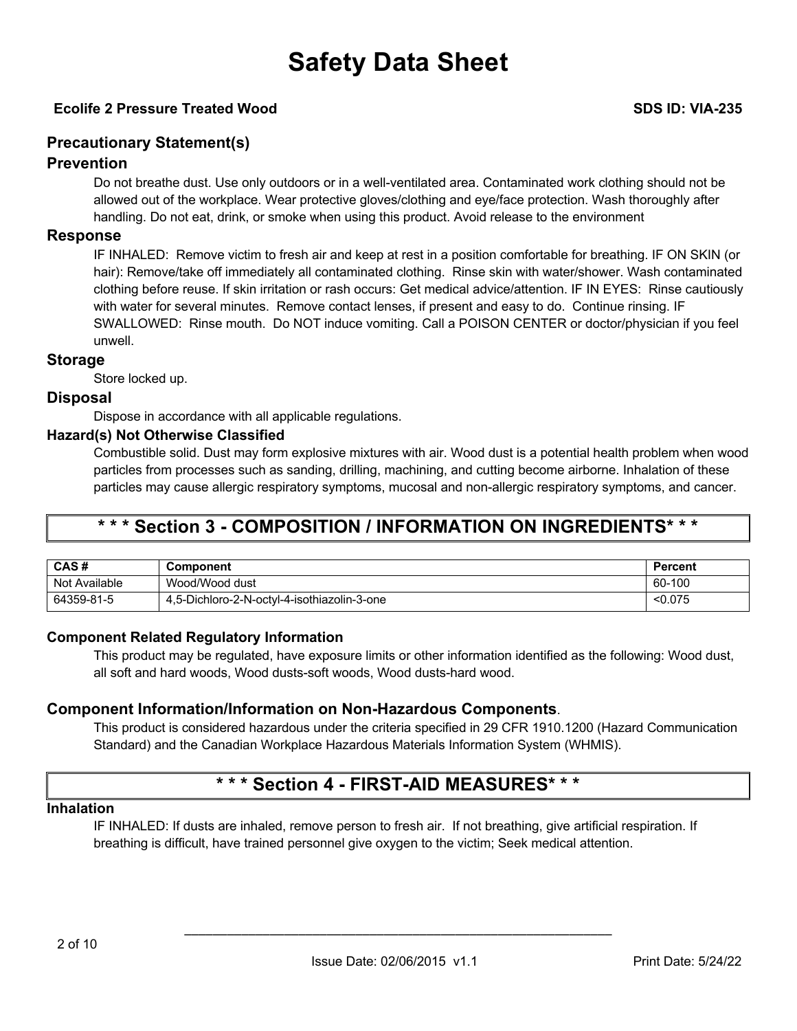### Precautionary Statement(s)

### Prevention

Do not breathe dust. Use only outdoors or in a well-ventilated area. Contaminated work clothing should not be allowed out of the workplace. Wear protective gloves/clothing and eye/face protection. Wash thoroughly after handling. Do not eat, drink, or smoke when using this product. Avoid release to the environment

### Response

IF INHALED: Remove victim to fresh air and keep at rest in a position comfortable for breathing. IF ON SKIN (or hair): Remove/take off immediately all contaminated clothing. Rinse skin with water/shower. Wash contaminated clothing before reuse. If skin irritation or rash occurs: Get medical advice/attention. IF IN EYES: Rinse cautiously with water for several minutes. Remove contact lenses, if present and easy to do. Continue rinsing. IF SWALLOWED: Rinse mouth. Do NOT induce vomiting. Call a POISON CENTER or doctor/physician if you feel unwell.

### Storage

Store locked up.

### Disposal

Dispose in accordance with all applicable regulations.

#### Hazard(s) Not Otherwise Classified

Combustible solid. Dust may form explosive mixtures with air. Wood dust is a potential health problem when wood particles from processes such as sanding, drilling, machining, and cutting become airborne. Inhalation of these particles may cause allergic respiratory symptoms, mucosal and non-allergic respiratory symptoms, and cancer.

## * * * Section 3 - COMPOSITION / INFORMATION ON INGREDIENTS* * *

| CAS # | Component | Percent |
|---|---|---|
| Not Available | Wood/Wood dust | 60-100 |
| 64359-81-5 | 4,5-Dichloro-2-N-octyl-4-isothiazolin-3-one | <0.075 |

### Component Related Regulatory Information

This product may be regulated, have exposure limits or other information identified as the following: Wood dust, all soft and hard woods, Wood dusts-soft woods, Wood dusts-hard wood.

### Component Information/Information on Non-Hazardous Components.

This product is considered hazardous under the criteria specified in 29 CFR 1910.1200 (Hazard Communication Standard) and the Canadian Workplace Hazardous Materials Information System (WHMIS).

## * * * Section 4 - FIRST-AID MEASURES* * *

#### Inhalation

IF INHALED: If dusts are inhaled, remove person to fresh air. If not breathing, give artificial respiration. If breathing is difficult, have trained personnel give oxygen to the victim; Seek medical attention.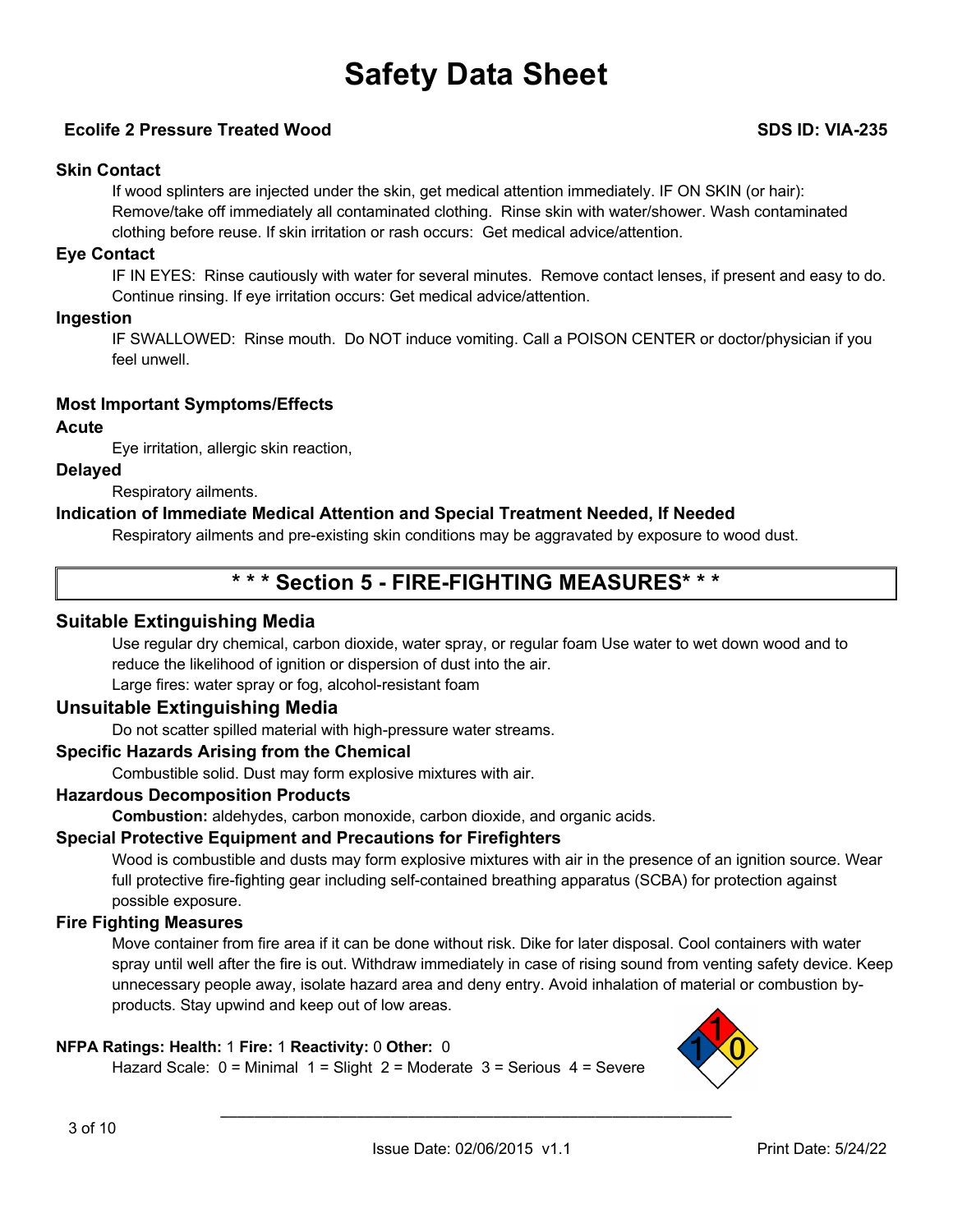# Safety Data Sheet

**Ecolife 2 Pressure Treated Wood** **SDS ID: VIA-235**

### Skin Contact

If wood splinters are injected under the skin, get medical attention immediately. IF ON SKIN (or hair): Remove/take off immediately all contaminated clothing. Rinse skin with water/shower. Wash contaminated clothing before reuse. If skin irritation or rash occurs: Get medical advice/attention.

### Eye Contact

IF IN EYES: Rinse cautiously with water for several minutes. Remove contact lenses, if present and easy to do. Continue rinsing. If eye irritation occurs: Get medical advice/attention.

### Ingestion

IF SWALLOWED: Rinse mouth. Do NOT induce vomiting. Call a POISON CENTER or doctor/physician if you feel unwell.

### Most Important Symptoms/Effects

### Acute

Eye irritation, allergic skin reaction,

### Delayed

Respiratory ailments.

### Indication of Immediate Medical Attention and Special Treatment Needed, If Needed

Respiratory ailments and pre-existing skin conditions may be aggravated by exposure to wood dust.

## * * * Section 5 - FIRE-FIGHTING MEASURES* * *

### Suitable Extinguishing Media

Use regular dry chemical, carbon dioxide, water spray, or regular foam Use water to wet down wood and to reduce the likelihood of ignition or dispersion of dust into the air.
Large fires: water spray or fog, alcohol-resistant foam

### Unsuitable Extinguishing Media

Do not scatter spilled material with high-pressure water streams.

### Specific Hazards Arising from the Chemical

Combustible solid. Dust may form explosive mixtures with air.

### Hazardous Decomposition Products

**Combustion:** aldehydes, carbon monoxide, carbon dioxide, and organic acids.

### Special Protective Equipment and Precautions for Firefighters

Wood is combustible and dusts may form explosive mixtures with air in the presence of an ignition source. Wear full protective fire-fighting gear including self-contained breathing apparatus (SCBA) for protection against possible exposure.

### Fire Fighting Measures

Move container from fire area if it can be done without risk. Dike for later disposal. Cool containers with water spray until well after the fire is out. Withdraw immediately in case of rising sound from venting safety device. Keep unnecessary people away, isolate hazard area and deny entry. Avoid inhalation of material or combustion by-products. Stay upwind and keep out of low areas.

**NFPA Ratings: Health:** 1 **Fire:** 1 **Reactivity:** 0 **Other:** 0
Hazard Scale: 0 = Minimal 1 = Slight 2 = Moderate 3 = Serious 4 = Severe

Issue Date: 02/06/2015 v1.1 Print Date: 5/24/22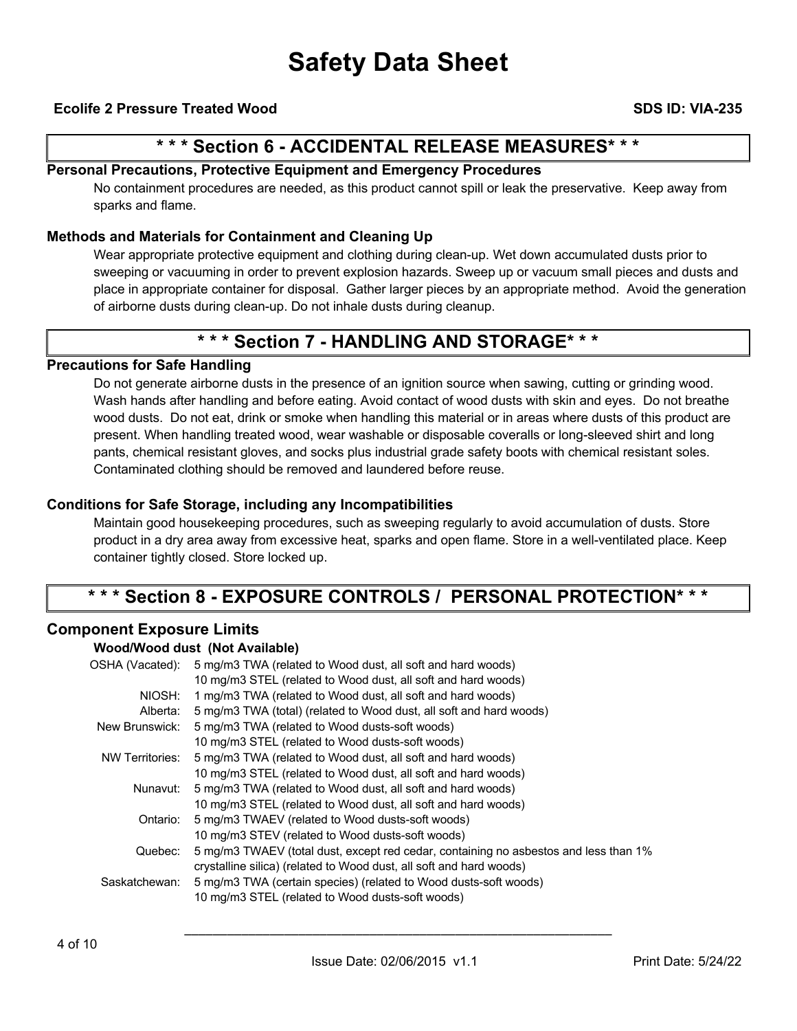## * * * Section 6 - ACCIDENTAL RELEASE MEASURES* * *

### Personal Precautions, Protective Equipment and Emergency Procedures

No containment procedures are needed, as this product cannot spill or leak the preservative. Keep away from sparks and flame.

### Methods and Materials for Containment and Cleaning Up

Wear appropriate protective equipment and clothing during clean-up. Wet down accumulated dusts prior to sweeping or vacuuming in order to prevent explosion hazards. Sweep up or vacuum small pieces and dusts and place in appropriate container for disposal. Gather larger pieces by an appropriate method. Avoid the generation of airborne dusts during clean-up. Do not inhale dusts during cleanup.

## * * * Section 7 - HANDLING AND STORAGE* * *

### Precautions for Safe Handling

Do not generate airborne dusts in the presence of an ignition source when sawing, cutting or grinding wood. Wash hands after handling and before eating. Avoid contact of wood dusts with skin and eyes. Do not breathe wood dusts. Do not eat, drink or smoke when handling this material or in areas where dusts of this product are present. When handling treated wood, wear washable or disposable coveralls or long-sleeved shirt and long pants, chemical resistant gloves, and socks plus industrial grade safety boots with chemical resistant soles. Contaminated clothing should be removed and laundered before reuse.

### Conditions for Safe Storage, including any Incompatibilities

Maintain good housekeeping procedures, such as sweeping regularly to avoid accumulation of dusts. Store product in a dry area away from excessive heat, sparks and open flame. Store in a well-ventilated place. Keep container tightly closed. Store locked up.

## * * * Section 8 - EXPOSURE CONTROLS / PERSONAL PROTECTION* * *

### Component Exposure Limits

**Wood/Wood dust (Not Available)**

| | |
|---|---|
| OSHA (Vacated): | 5 mg/m3 TWA (related to Wood dust, all soft and hard woods)<br>10 mg/m3 STEL (related to Wood dust, all soft and hard woods) |
| NIOSH: | 1 mg/m3 TWA (related to Wood dust, all soft and hard woods) |
| Alberta: | 5 mg/m3 TWA (total) (related to Wood dust, all soft and hard woods) |
| New Brunswick: | 5 mg/m3 TWA (related to Wood dusts-soft woods)<br>10 mg/m3 STEL (related to Wood dusts-soft woods) |
| NW Territories: | 5 mg/m3 TWA (related to Wood dust, all soft and hard woods)<br>10 mg/m3 STEL (related to Wood dust, all soft and hard woods) |
| Nunavut: | 5 mg/m3 TWA (related to Wood dust, all soft and hard woods)<br>10 mg/m3 STEL (related to Wood dust, all soft and hard woods) |
| Ontario: | 5 mg/m3 TWAEV (related to Wood dusts-soft woods)<br>10 mg/m3 STEV (related to Wood dusts-soft woods) |
| Quebec: | 5 mg/m3 TWAEV (total dust, except red cedar, containing no asbestos and less than 1% crystalline silica) (related to Wood dust, all soft and hard woods) |
| Saskatchewan: | 5 mg/m3 TWA (certain species) (related to Wood dusts-soft woods)<br>10 mg/m3 STEL (related to Wood dusts-soft woods) |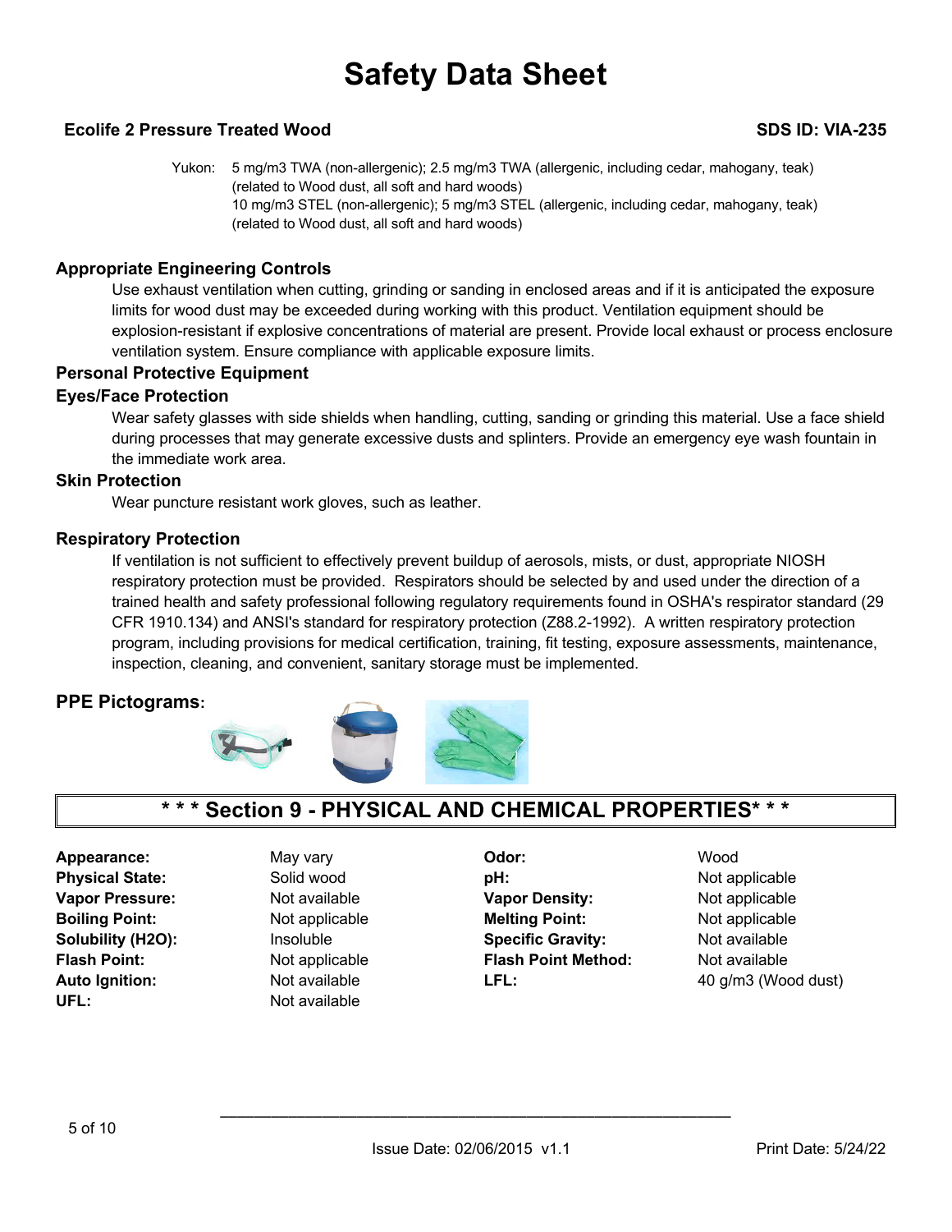Yukon: 5 mg/m3 TWA (non-allergenic); 2.5 mg/m3 TWA (allergenic, including cedar, mahogany, teak) (related to Wood dust, all soft and hard woods)
10 mg/m3 STEL (non-allergenic); 5 mg/m3 STEL (allergenic, including cedar, mahogany, teak) (related to Wood dust, all soft and hard woods)

### Appropriate Engineering Controls

Use exhaust ventilation when cutting, grinding or sanding in enclosed areas and if it is anticipated the exposure limits for wood dust may be exceeded during working with this product. Ventilation equipment should be explosion-resistant if explosive concentrations of material are present. Provide local exhaust or process enclosure ventilation system. Ensure compliance with applicable exposure limits.

### Personal Protective Equipment

#### Eyes/Face Protection

Wear safety glasses with side shields when handling, cutting, sanding or grinding this material. Use a face shield during processes that may generate excessive dusts and splinters. Provide an emergency eye wash fountain in the immediate work area.

#### Skin Protection

Wear puncture resistant work gloves, such as leather.

#### Respiratory Protection

If ventilation is not sufficient to effectively prevent buildup of aerosols, mists, or dust, appropriate NIOSH respiratory protection must be provided. Respirators should be selected by and used under the direction of a trained health and safety professional following regulatory requirements found in OSHA's respirator standard (29 CFR 1910.134) and ANSI's standard for respiratory protection (Z88.2-1992). A written respiratory protection program, including provisions for medical certification, training, fit testing, exposure assessments, maintenance, inspection, cleaning, and convenient, sanitary storage must be implemented.

### PPE Pictograms:

## * * * Section 9 - PHYSICAL AND CHEMICAL PROPERTIES* * *

| | | | |
|---|---|---|---|
| **Appearance:** | May vary | **Odor:** | Wood |
| **Physical State:** | Solid wood | **pH:** | Not applicable |
| **Vapor Pressure:** | Not available | **Vapor Density:** | Not applicable |
| **Boiling Point:** | Not applicable | **Melting Point:** | Not applicable |
| **Solubility (H2O):** | Insoluble | **Specific Gravity:** | Not available |
| **Flash Point:** | Not applicable | **Flash Point Method:** | Not available |
| **Auto Ignition:** | Not available | **LFL:** | 40 g/m3 (Wood dust) |
| **UFL:** | Not available | | |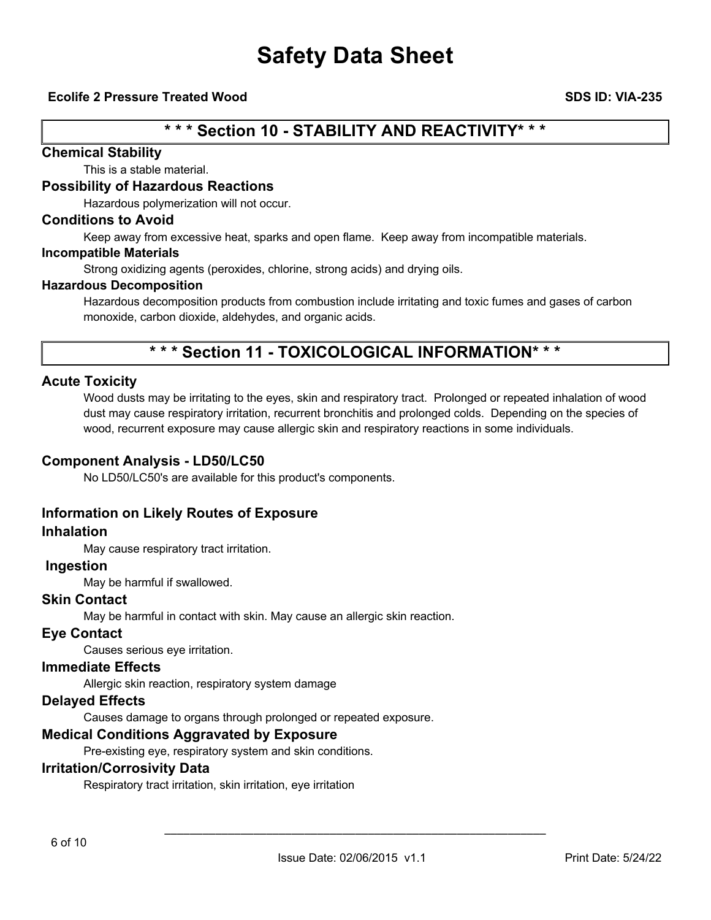## * * * Section 10 - STABILITY AND REACTIVITY* * *

### Chemical Stability

This is a stable material.

### Possibility of Hazardous Reactions

Hazardous polymerization will not occur.

### Conditions to Avoid

Keep away from excessive heat, sparks and open flame. Keep away from incompatible materials.

#### Incompatible Materials

Strong oxidizing agents (peroxides, chlorine, strong acids) and drying oils.

#### Hazardous Decomposition

Hazardous decomposition products from combustion include irritating and toxic fumes and gases of carbon monoxide, carbon dioxide, aldehydes, and organic acids.

## * * * Section 11 - TOXICOLOGICAL INFORMATION* * *

### Acute Toxicity

Wood dusts may be irritating to the eyes, skin and respiratory tract. Prolonged or repeated inhalation of wood dust may cause respiratory irritation, recurrent bronchitis and prolonged colds. Depending on the species of wood, recurrent exposure may cause allergic skin and respiratory reactions in some individuals.

### Component Analysis - LD50/LC50

No LD50/LC50's are available for this product's components.

### Information on Likely Routes of Exposure

### Inhalation

May cause respiratory tract irritation.

### Ingestion

May be harmful if swallowed.

### Skin Contact

May be harmful in contact with skin. May cause an allergic skin reaction.

### Eye Contact

Causes serious eye irritation.

### Immediate Effects

Allergic skin reaction, respiratory system damage

### Delayed Effects

Causes damage to organs through prolonged or repeated exposure.

### Medical Conditions Aggravated by Exposure

Pre-existing eye, respiratory system and skin conditions.

### Irritation/Corrosivity Data

Respiratory tract irritation, skin irritation, eye irritation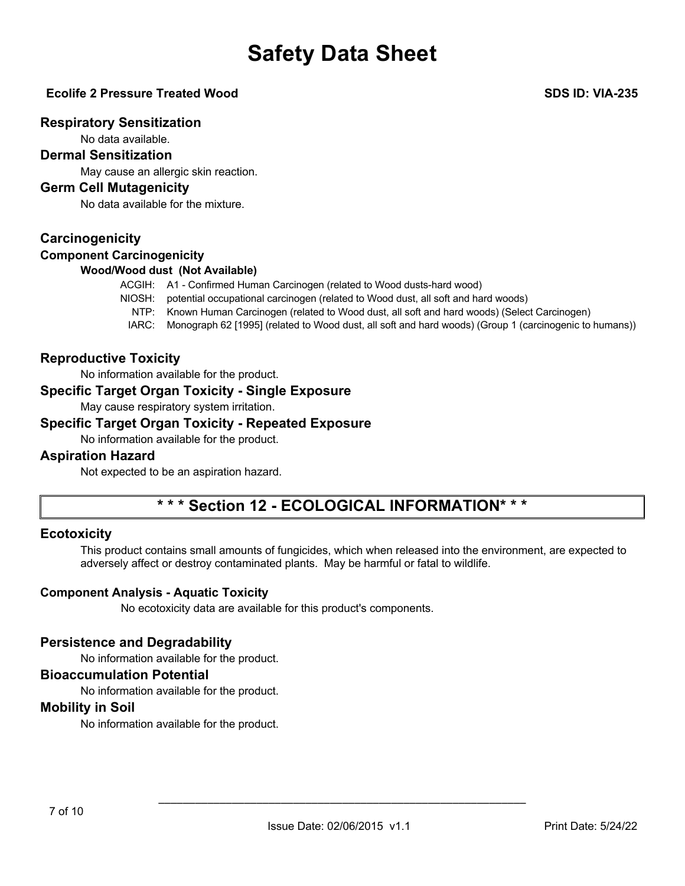## Respiratory Sensitization

No data available.

## Dermal Sensitization

May cause an allergic skin reaction.

## Germ Cell Mutagenicity

No data available for the mixture.

## Carcinogenicity

### Component Carcinogenicity

**Wood/Wood dust (Not Available)**

ACGIH: A1 - Confirmed Human Carcinogen (related to Wood dusts-hard wood)
NIOSH: potential occupational carcinogen (related to Wood dust, all soft and hard woods)
NTP: Known Human Carcinogen (related to Wood dust, all soft and hard woods) (Select Carcinogen)
IARC: Monograph 62 [1995] (related to Wood dust, all soft and hard woods) (Group 1 (carcinogenic to humans))

## Reproductive Toxicity

No information available for the product.

## Specific Target Organ Toxicity - Single Exposure

May cause respiratory system irritation.

## Specific Target Organ Toxicity - Repeated Exposure

No information available for the product.

## Aspiration Hazard

Not expected to be an aspiration hazard.

# * * * Section 12 - ECOLOGICAL INFORMATION* * *

## Ecotoxicity

This product contains small amounts of fungicides, which when released into the environment, are expected to adversely affect or destroy contaminated plants. May be harmful or fatal to wildlife.

### Component Analysis - Aquatic Toxicity

No ecotoxicity data are available for this product's components.

## Persistence and Degradability

No information available for the product.

## Bioaccumulation Potential

No information available for the product.

## Mobility in Soil

No information available for the product.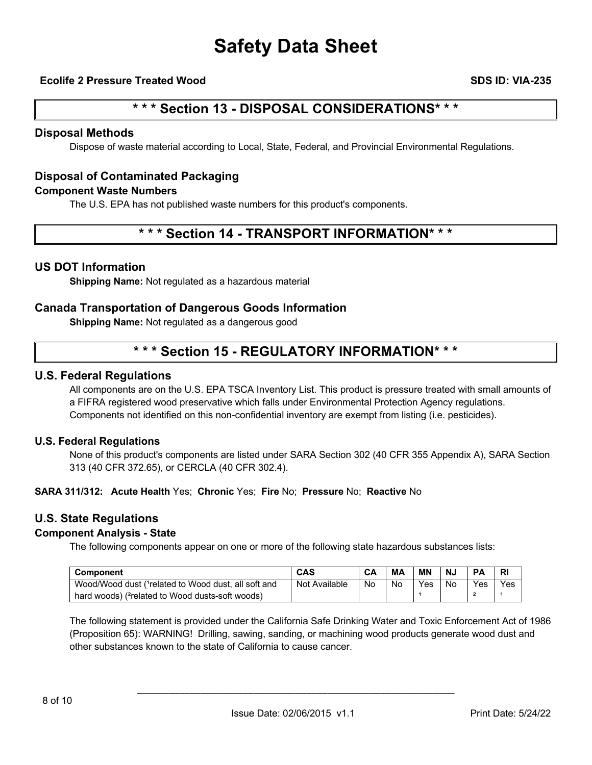# Safety Data Sheet

**Ecolife 2 Pressure Treated Wood** **SDS ID: VIA-235**

## * * * Section 13 - DISPOSAL CONSIDERATIONS* * *

### Disposal Methods

Dispose of waste material according to Local, State, Federal, and Provincial Environmental Regulations.

### Disposal of Contaminated Packaging

#### Component Waste Numbers

The U.S. EPA has not published waste numbers for this product's components.

## * * * Section 14 - TRANSPORT INFORMATION* * *

### US DOT Information

**Shipping Name:** Not regulated as a hazardous material

### Canada Transportation of Dangerous Goods Information

**Shipping Name:** Not regulated as a dangerous good

## * * * Section 15 - REGULATORY INFORMATION* * *

### U.S. Federal Regulations

All components are on the U.S. EPA TSCA Inventory List. This product is pressure treated with small amounts of a FIFRA registered wood preservative which falls under Environmental Protection Agency regulations. Components not identified on this non-confidential inventory are exempt from listing (i.e. pesticides).

### U.S. Federal Regulations

None of this product's components are listed under SARA Section 302 (40 CFR 355 Appendix A), SARA Section 313 (40 CFR 372.65), or CERCLA (40 CFR 302.4).

**SARA 311/312: Acute Health** Yes; **Chronic** Yes; **Fire** No; **Pressure** No; **Reactive** No

### U.S. State Regulations

#### Component Analysis - State

The following components appear on one or more of the following state hazardous substances lists:

| Component | CAS | CA | MA | MN | NJ | PA | RI |
|---|---|---|---|---|---|---|---|
| Wood/Wood dust ([1]related to Wood dust, all soft and hard woods) ([2]related to Wood dusts-soft woods) | Not Available | No | No | Yes [1] | No | Yes [2] | Yes [1] |

The following statement is provided under the California Safe Drinking Water and Toxic Enforcement Act of 1986 (Proposition 65): WARNING! Drilling, sawing, sanding, or machining wood products generate wood dust and other substances known to the state of California to cause cancer.

Issue Date: 02/06/2015 v1.1 Print Date: 5/24/22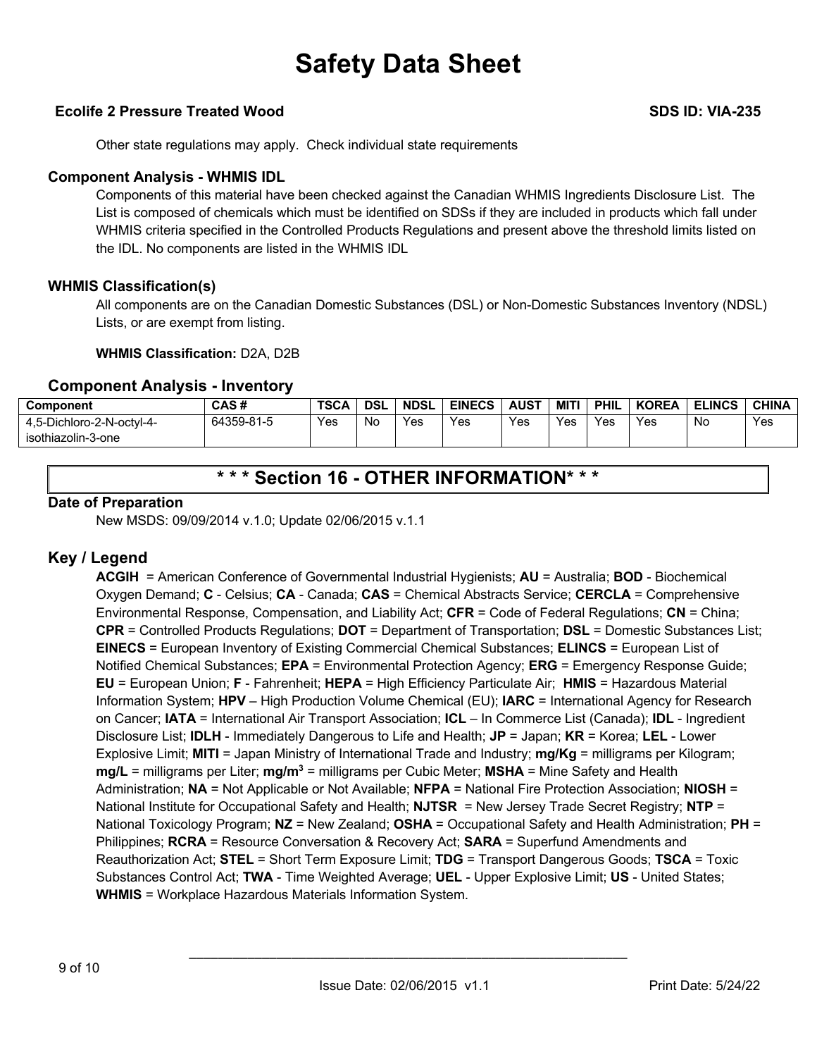Other state regulations may apply. Check individual state requirements

### Component Analysis - WHMIS IDL

Components of this material have been checked against the Canadian WHMIS Ingredients Disclosure List. The List is composed of chemicals which must be identified on SDSs if they are included in products which fall under WHMIS criteria specified in the Controlled Products Regulations and present above the threshold limits listed on the IDL. No components are listed in the WHMIS IDL

### WHMIS Classification(s)

All components are on the Canadian Domestic Substances (DSL) or Non-Domestic Substances Inventory (NDSL) Lists, or are exempt from listing.

**WHMIS Classification:** D2A, D2B

### Component Analysis - Inventory

| Component | CAS # | TSCA | DSL | NDSL | EINECS | AUST | MITI | PHIL | KOREA | ELINCS | CHINA |
|---|---|---|---|---|---|---|---|---|---|---|---|
| 4,5-Dichloro-2-N-octyl-4-isothiazolin-3-one | 64359-81-5 | Yes | No | Yes | Yes | Yes | Yes | Yes | Yes | No | Yes |

## * * * Section 16 - OTHER INFORMATION* * *

### Date of Preparation

New MSDS: 09/09/2014 v.1.0; Update 02/06/2015 v.1.1

### Key / Legend

**ACGIH** = American Conference of Governmental Industrial Hygienists; **AU** = Australia; **BOD** - Biochemical Oxygen Demand; **C** - Celsius; **CA** - Canada; **CAS** = Chemical Abstracts Service; **CERCLA** = Comprehensive Environmental Response, Compensation, and Liability Act; **CFR** = Code of Federal Regulations; **CN** = China; **CPR** = Controlled Products Regulations; **DOT** = Department of Transportation; **DSL** = Domestic Substances List; **EINECS** = European Inventory of Existing Commercial Chemical Substances; **ELINCS** = European List of Notified Chemical Substances; **EPA** = Environmental Protection Agency; **ERG** = Emergency Response Guide; **EU** = European Union; **F** - Fahrenheit; **HEPA** = High Efficiency Particulate Air; **HMIS** = Hazardous Material Information System; **HPV** – High Production Volume Chemical (EU); **IARC** = International Agency for Research on Cancer; **IATA** = International Air Transport Association; **ICL** – In Commerce List (Canada); **IDL** - Ingredient Disclosure List; **IDLH** - Immediately Dangerous to Life and Health; **JP** = Japan; **KR** = Korea; **LEL** - Lower Explosive Limit; **MITI** = Japan Ministry of International Trade and Industry; **mg/Kg** = milligrams per Kilogram; **mg/L** = milligrams per Liter; **mg/m$^3$** = milligrams per Cubic Meter; **MSHA** = Mine Safety and Health Administration; **NA** = Not Applicable or Not Available; **NFPA** = National Fire Protection Association; **NIOSH** = National Institute for Occupational Safety and Health; **NJTSR** = New Jersey Trade Secret Registry; **NTP** = National Toxicology Program; **NZ** = New Zealand; **OSHA** = Occupational Safety and Health Administration; **PH** = Philippines; **RCRA** = Resource Conversation & Recovery Act; **SARA** = Superfund Amendments and Reauthorization Act; **STEL** = Short Term Exposure Limit; **TDG** = Transport Dangerous Goods; **TSCA** = Toxic Substances Control Act; **TWA** - Time Weighted Average; **UEL** - Upper Explosive Limit; **US** - United States; **WHMIS** = Workplace Hazardous Materials Information System.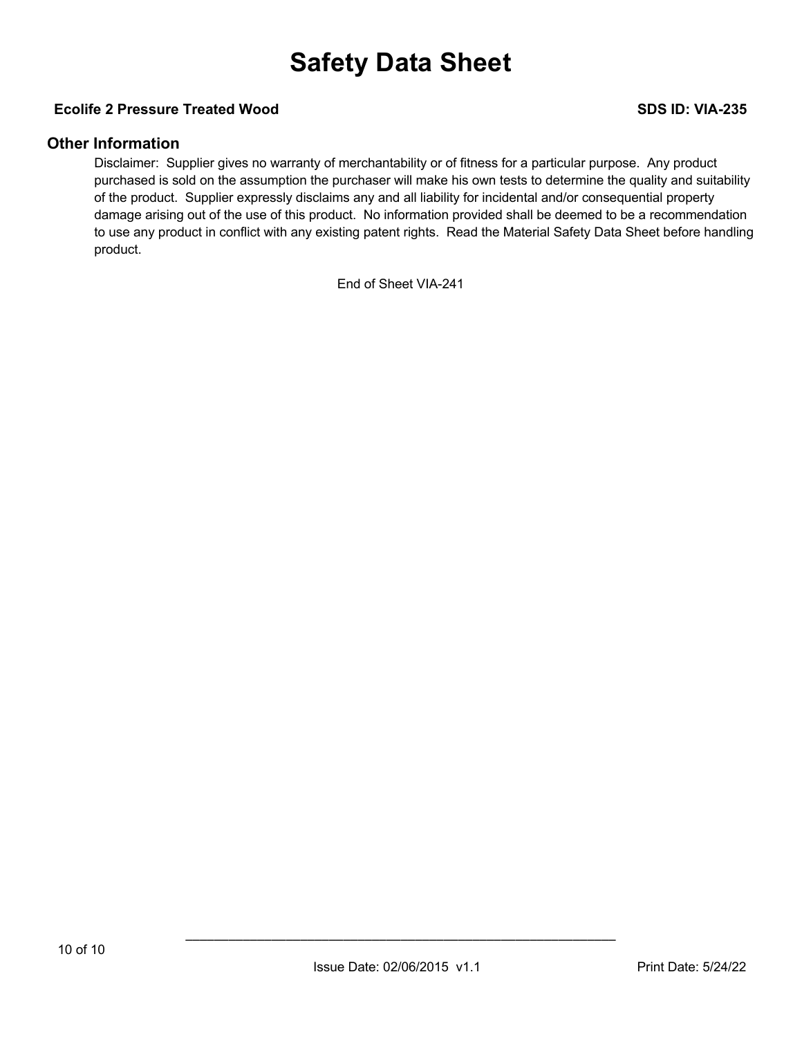## Other Information

Disclaimer: Supplier gives no warranty of merchantability or of fitness for a particular purpose. Any product purchased is sold on the assumption the purchaser will make his own tests to determine the quality and suitability of the product. Supplier expressly disclaims any and all liability for incidental and/or consequential property damage arising out of the use of this product. No information provided shall be deemed to be a recommendation to use any product in conflict with any existing patent rights. Read the Material Safety Data Sheet before handling product.

End of Sheet VIA-241